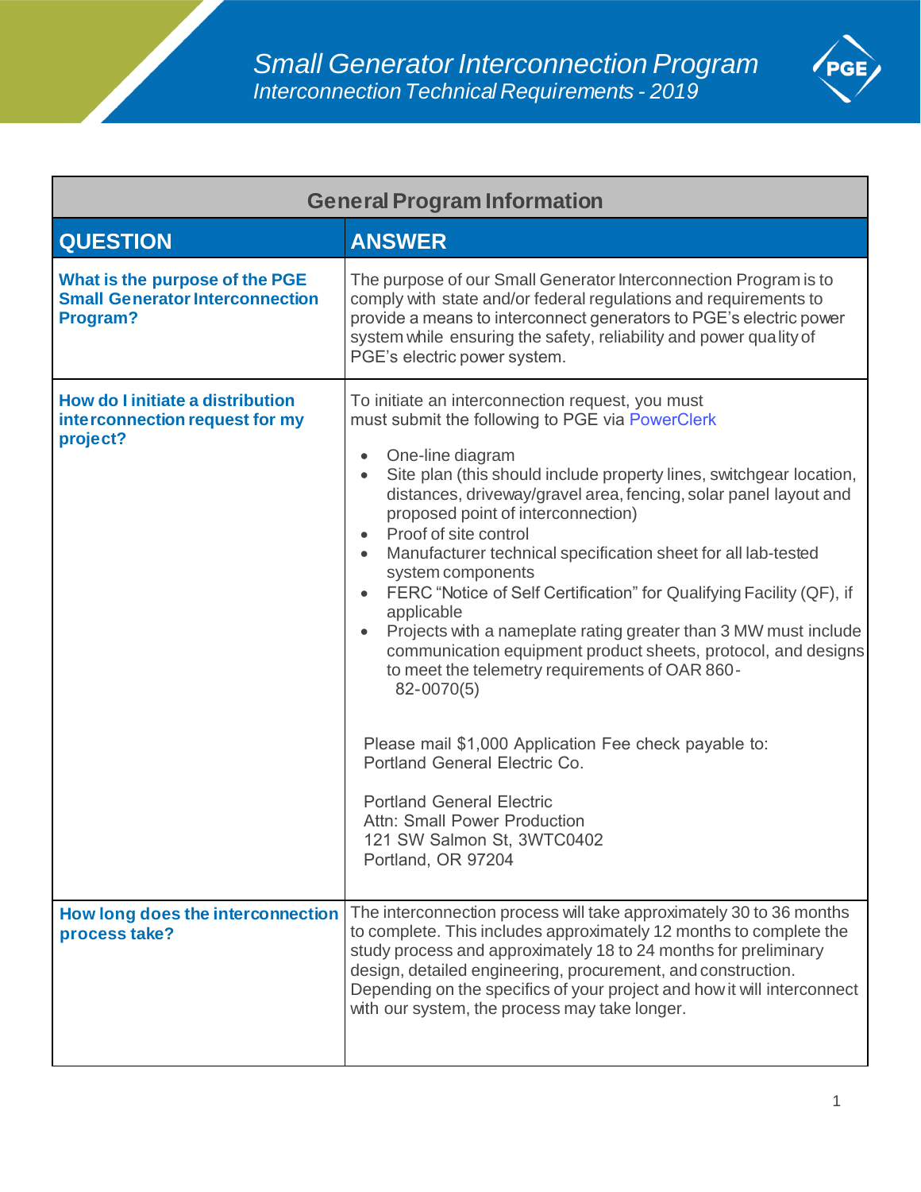# *Small Generator Interconnection Program*

## *Interconnection Technical Requirements - 2019*

| General Program Information | |
|---|---|
| **QUESTION** | **ANSWER** |
| **What is the purpose of the PGE Small Generator Interconnection Program?** | The purpose of our Small Generator Interconnection Program is to comply with state and/or federal regulations and requirements to provide a means to interconnect generators to PGE's electric power system while ensuring the safety, reliability and power quality of PGE's electric power system. |
| **How do I initiate a distribution interconnection request for my project?** | To initiate an interconnection request, you must must submit the following to PGE via PowerClerk<br><br>• One-line diagram<br>• Site plan (this should include property lines, switchgear location, distances, driveway/gravel area, fencing, solar panel layout and proposed point of interconnection)<br>• Proof of site control<br>• Manufacturer technical specification sheet for all lab-tested system components<br>• FERC "Notice of Self Certification" for Qualifying Facility (QF), if applicable<br>• Projects with a nameplate rating greater than 3 MW must include communication equipment product sheets, protocol, and designs to meet the telemetry requirements of OAR 860-82-0070(5)<br><br>Please mail $1,000 Application Fee check payable to:<br>Portland General Electric Co.<br><br>Portland General Electric<br>Attn: Small Power Production<br>121 SW Salmon St, 3WTC0402<br>Portland, OR 97204 |
| **How long does the interconnection process take?** | The interconnection process will take approximately 30 to 36 months to complete. This includes approximately 12 months to complete the study process and approximately 18 to 24 months for preliminary design, detailed engineering, procurement, and construction. Depending on the specifics of your project and how it will interconnect with our system, the process may take longer. |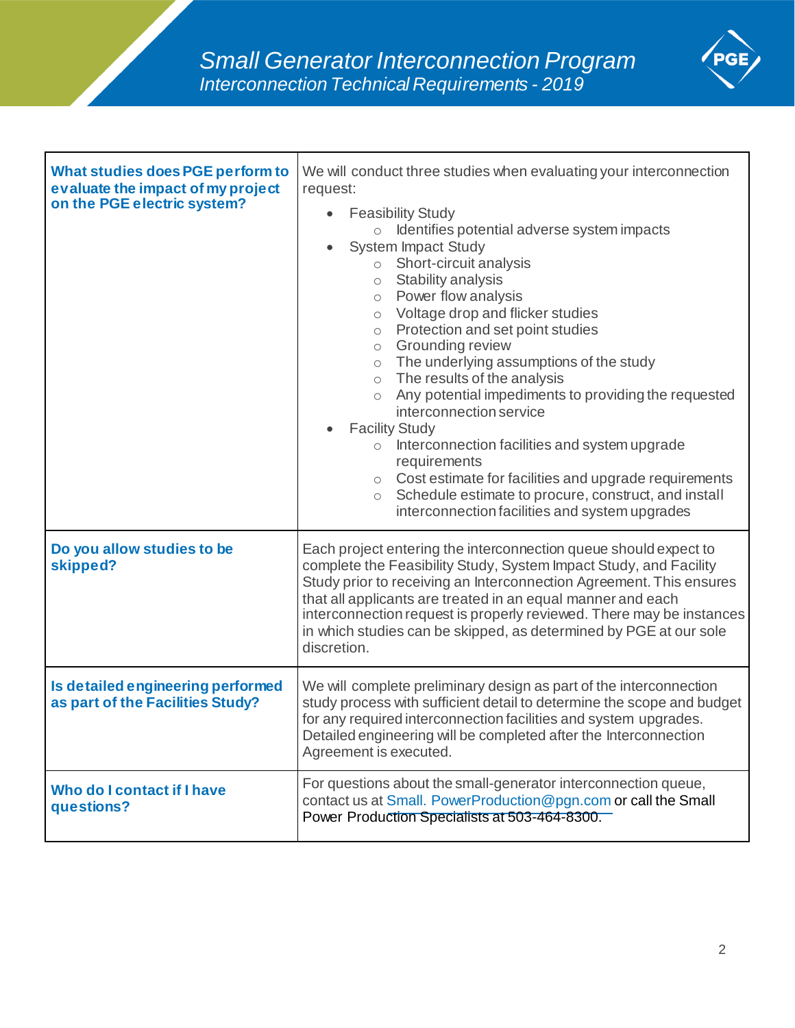| What studies does PGE perform to evaluate the impact of my project on the PGE electric system? | We will conduct three studies when evaluating your interconnection request:<br>• Feasibility Study<br>  ○ Identifies potential adverse system impacts<br>• System Impact Study<br>  ○ Short-circuit analysis<br>  ○ Stability analysis<br>  ○ Power flow analysis<br>  ○ Voltage drop and flicker studies<br>  ○ Protection and set point studies<br>  ○ Grounding review<br>  ○ The underlying assumptions of the study<br>  ○ The results of the analysis<br>  ○ Any potential impediments to providing the requested interconnection service<br>• Facility Study<br>  ○ Interconnection facilities and system upgrade requirements<br>  ○ Cost estimate for facilities and upgrade requirements<br>  ○ Schedule estimate to procure, construct, and install interconnection facilities and system upgrades |
|---|---|
| Do you allow studies to be skipped? | Each project entering the interconnection queue should expect to complete the Feasibility Study, System Impact Study, and Facility Study prior to receiving an Interconnection Agreement. This ensures that all applicants are treated in an equal manner and each interconnection request is properly reviewed. There may be instances in which studies can be skipped, as determined by PGE at our sole discretion. |
| Is detailed engineering performed as part of the Facilities Study? | We will complete preliminary design as part of the interconnection study process with sufficient detail to determine the scope and budget for any required interconnection facilities and system upgrades. Detailed engineering will be completed after the Interconnection Agreement is executed. |
| Who do I contact if I have questions? | For questions about the small-generator interconnection queue, contact us at Small. PowerProduction@pgn.com or call the Small Power Production Specialists at 503-464-8300. |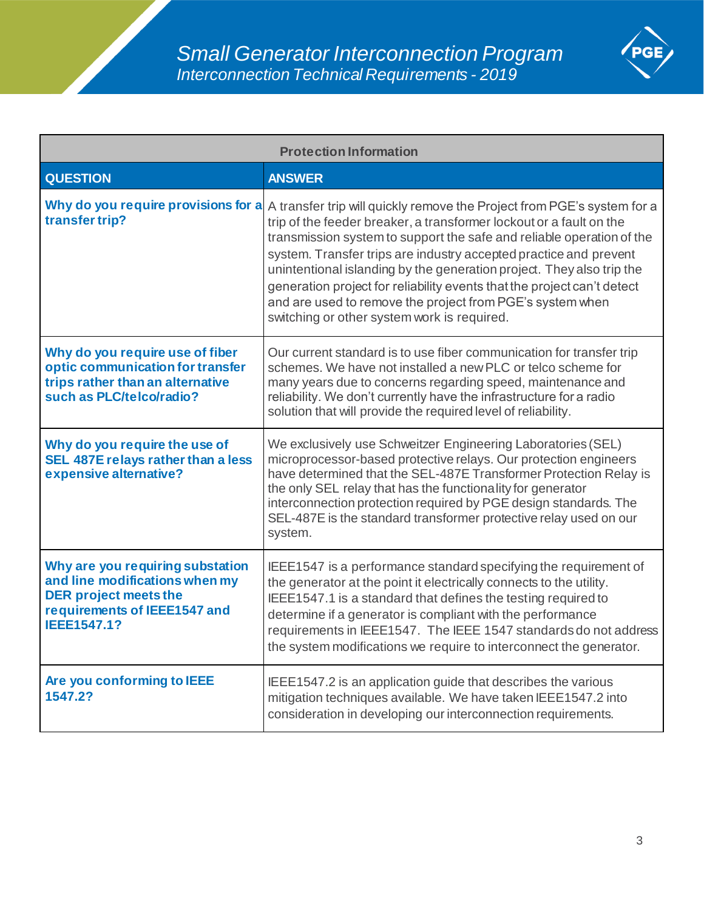| Protection Information | |
|---|---|
| **QUESTION** | **ANSWER** |
| **Why do you require provisions for a transfer trip?** | A transfer trip will quickly remove the Project from PGE's system for a trip of the feeder breaker, a transformer lockout or a fault on the transmission system to support the safe and reliable operation of the system. Transfer trips are industry accepted practice and prevent unintentional islanding by the generation project. They also trip the generation project for reliability events that the project can't detect and are used to remove the project from PGE's system when switching or other system work is required. |
| **Why do you require use of fiber optic communication for transfer trips rather than an alternative such as PLC/telco/radio?** | Our current standard is to use fiber communication for transfer trip schemes. We have not installed a new PLC or telco scheme for many years due to concerns regarding speed, maintenance and reliability. We don't currently have the infrastructure for a radio solution that will provide the required level of reliability. |
| **Why do you require the use of SEL 487E relays rather than a less expensive alternative?** | We exclusively use Schweitzer Engineering Laboratories (SEL) microprocessor-based protective relays. Our protection engineers have determined that the SEL-487E Transformer Protection Relay is the only SEL relay that has the functionality for generator interconnection protection required by PGE design standards. The SEL-487E is the standard transformer protective relay used on our system. |
| **Why are you requiring substation and line modifications when my DER project meets the requirements of IEEE1547 and IEEE1547.1?** | IEEE1547 is a performance standard specifying the requirement of the generator at the point it electrically connects to the utility. IEEE1547.1 is a standard that defines the testing required to determine if a generator is compliant with the performance requirements in IEEE1547. The IEEE 1547 standards do not address the system modifications we require to interconnect the generator. |
| **Are you conforming to IEEE 1547.2?** | IEEE1547.2 is an application guide that describes the various mitigation techniques available. We have taken IEEE1547.2 into consideration in developing our interconnection requirements. |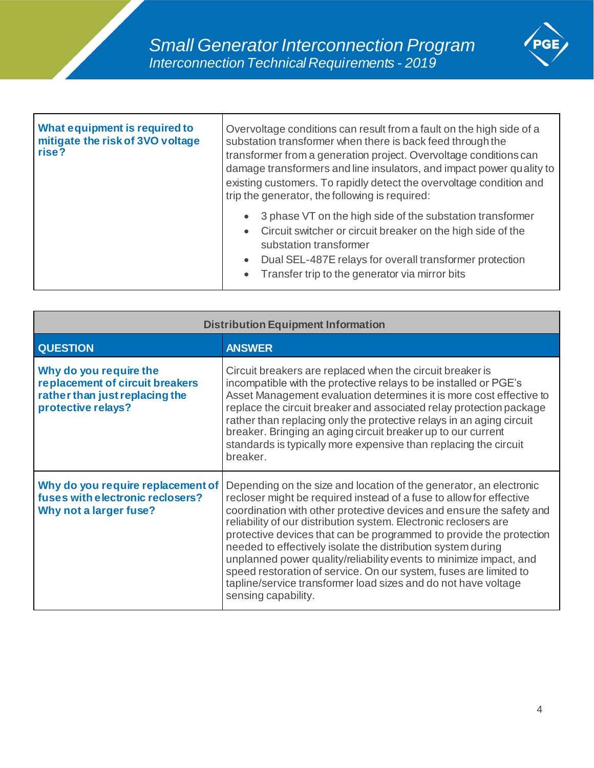| | |
|---|---|
| **What equipment is required to mitigate the risk of 3VO voltage rise?** | Overvoltage conditions can result from a fault on the high side of a substation transformer when there is back feed through the transformer from a generation project. Overvoltage conditions can damage transformers and line insulators, and impact power quality to existing customers. To rapidly detect the overvoltage condition and trip the generator, the following is required:<br>• 3 phase VT on the high side of the substation transformer<br>• Circuit switcher or circuit breaker on the high side of the substation transformer<br>• Dual SEL-487E relays for overall transformer protection<br>• Transfer trip to the generator via mirror bits |

| Distribution Equipment Information | |
|---|---|
| **QUESTION** | **ANSWER** |
| **Why do you require the replacement of circuit breakers rather than just replacing the protective relays?** | Circuit breakers are replaced when the circuit breaker is incompatible with the protective relays to be installed or PGE's Asset Management evaluation determines it is more cost effective to replace the circuit breaker and associated relay protection package rather than replacing only the protective relays in an aging circuit breaker. Bringing an aging circuit breaker up to our current standards is typically more expensive than replacing the circuit breaker. |
| **Why do you require replacement of fuses with electronic reclosers? Why not a larger fuse?** | Depending on the size and location of the generator, an electronic recloser might be required instead of a fuse to allow for effective coordination with other protective devices and ensure the safety and reliability of our distribution system. Electronic reclosers are protective devices that can be programmed to provide the protection needed to effectively isolate the distribution system during unplanned power quality/reliability events to minimize impact, and speed restoration of service. On our system, fuses are limited to tapline/service transformer load sizes and do not have voltage sensing capability. |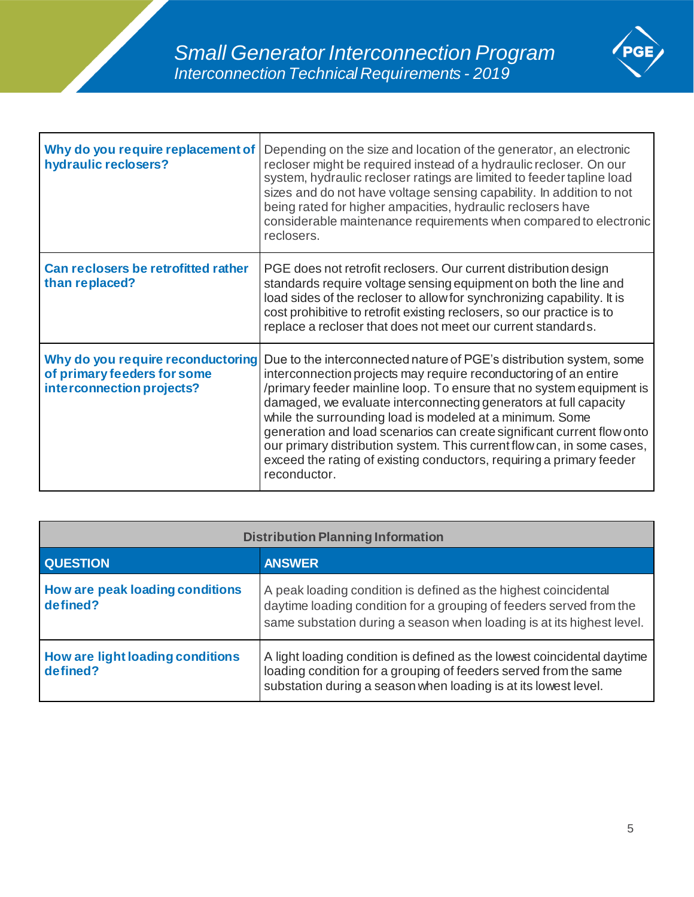| | |
|---|---|
| **Why do you require replacement of hydraulic reclosers?** | Depending on the size and location of the generator, an electronic recloser might be required instead of a hydraulic recloser. On our system, hydraulic recloser ratings are limited to feeder tapline load sizes and do not have voltage sensing capability. In addition to not being rated for higher ampacities, hydraulic reclosers have considerable maintenance requirements when compared to electronic reclosers. |
| **Can reclosers be retrofitted rather than replaced?** | PGE does not retrofit reclosers. Our current distribution design standards require voltage sensing equipment on both the line and load sides of the recloser to allow for synchronizing capability. It is cost prohibitive to retrofit existing reclosers, so our practice is to replace a recloser that does not meet our current standards. |
| **Why do you require reconductoring of primary feeders for some interconnection projects?** | Due to the interconnected nature of PGE's distribution system, some interconnection projects may require reconductoring of an entire /primary feeder mainline loop. To ensure that no system equipment is damaged, we evaluate interconnecting generators at full capacity while the surrounding load is modeled at a minimum. Some generation and load scenarios can create significant current flow onto our primary distribution system. This current flow can, in some cases, exceed the rating of existing conductors, requiring a primary feeder reconductor. |

| Distribution Planning Information | |
|---|---|
| **QUESTION** | **ANSWER** |
| **How are peak loading conditions defined?** | A peak loading condition is defined as the highest coincidental daytime loading condition for a grouping of feeders served from the same substation during a season when loading is at its highest level. |
| **How are light loading conditions defined?** | A light loading condition is defined as the lowest coincidental daytime loading condition for a grouping of feeders served from the same substation during a season when loading is at its lowest level. |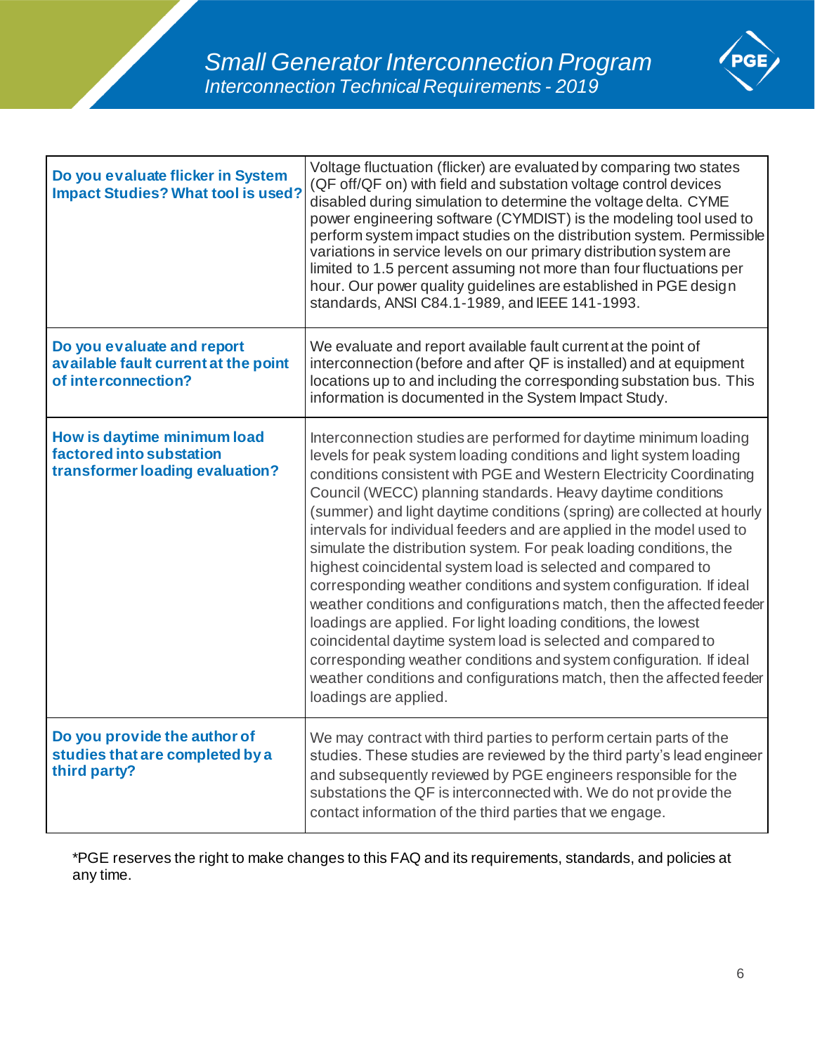| | |
|---|---|
| **Do you evaluate flicker in System Impact Studies? What tool is used?** | Voltage fluctuation (flicker) are evaluated by comparing two states (QF off/QF on) with field and substation voltage control devices disabled during simulation to determine the voltage delta. CYME power engineering software (CYMDIST) is the modeling tool used to perform system impact studies on the distribution system. Permissible variations in service levels on our primary distribution system are limited to 1.5 percent assuming not more than four fluctuations per hour. Our power quality guidelines are established in PGE design standards, ANSI C84.1-1989, and IEEE 141-1993. |
| **Do you evaluate and report available fault current at the point of interconnection?** | We evaluate and report available fault current at the point of interconnection (before and after QF is installed) and at equipment locations up to and including the corresponding substation bus. This information is documented in the System Impact Study. |
| **How is daytime minimum load factored into substation transformer loading evaluation?** | Interconnection studies are performed for daytime minimum loading levels for peak system loading conditions and light system loading conditions consistent with PGE and Western Electricity Coordinating Council (WECC) planning standards. Heavy daytime conditions (summer) and light daytime conditions (spring) are collected at hourly intervals for individual feeders and are applied in the model used to simulate the distribution system. For peak loading conditions, the highest coincidental system load is selected and compared to corresponding weather conditions and system configuration. If ideal weather conditions and configurations match, then the affected feeder loadings are applied. For light loading conditions, the lowest coincidental daytime system load is selected and compared to corresponding weather conditions and system configuration. If ideal weather conditions and configurations match, then the affected feeder loadings are applied. |
| **Do you provide the author of studies that are completed by a third party?** | We may contract with third parties to perform certain parts of the studies. These studies are reviewed by the third party's lead engineer and subsequently reviewed by PGE engineers responsible for the substations the QF is interconnected with. We do not provide the contact information of the third parties that we engage. |

*PGE reserves the right to make changes to this FAQ and its requirements, standards, and policies at any time.